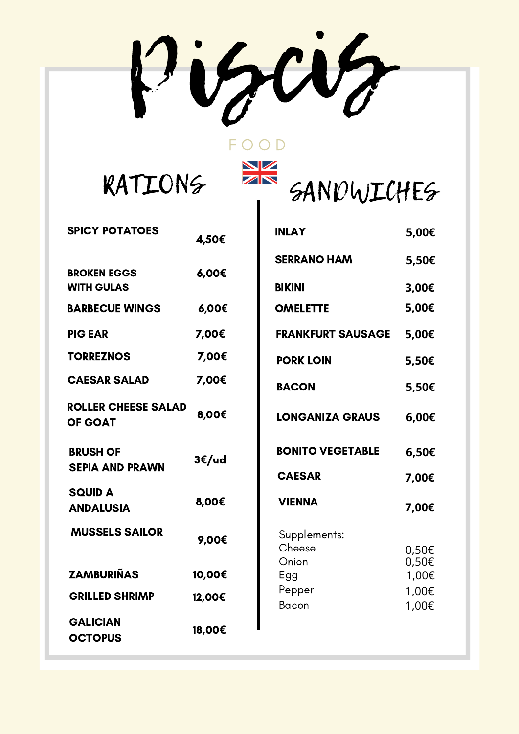# Piscis

FOOD

## RATIONS

| Item | Price |
|---|---|
| SPICY POTATOES | 4,50€ |
| BROKEN EGGS WITH GULAS | 6,00€ |
| BARBECUE WINGS | 6,00€ |
| PIG EAR | 7,00€ |
| TORREZNOS | 7,00€ |
| CAESAR SALAD | 7,00€ |
| ROLLER CHEESE SALAD OF GOAT | 8,00€ |
| BRUSH OF SEPIA AND PRAWN | 3€/ud |
| SQUID A ANDALUSIA | 8,00€ |
| MUSSELS SAILOR | 9,00€ |
| ZAMBURIÑAS | 10,00€ |
| GRILLED SHRIMP | 12,00€ |
| GALICIAN OCTOPUS | 18,00€ |

## SANDWICHES

| Item | Price |
|---|---|
| INLAY | 5,00€ |
| SERRANO HAM | 5,50€ |
| BIKINI | 3,00€ |
| OMELETTE | 5,00€ |
| FRANKFURT SAUSAGE | 5,00€ |
| PORK LOIN | 5,50€ |
| BACON | 5,50€ |
| LONGANIZA GRAUS | 6,00€ |
| BONITO VEGETABLE | 6,50€ |
| CAESAR | 7,00€ |
| VIENNA | 7,00€ |

Supplements:

| Supplement | Price |
|---|---|
| Cheese | 0,50€ |
| Onion | 0,50€ |
| Egg | 1,00€ |
| Pepper | 1,00€ |
| Bacon | 1,00€ |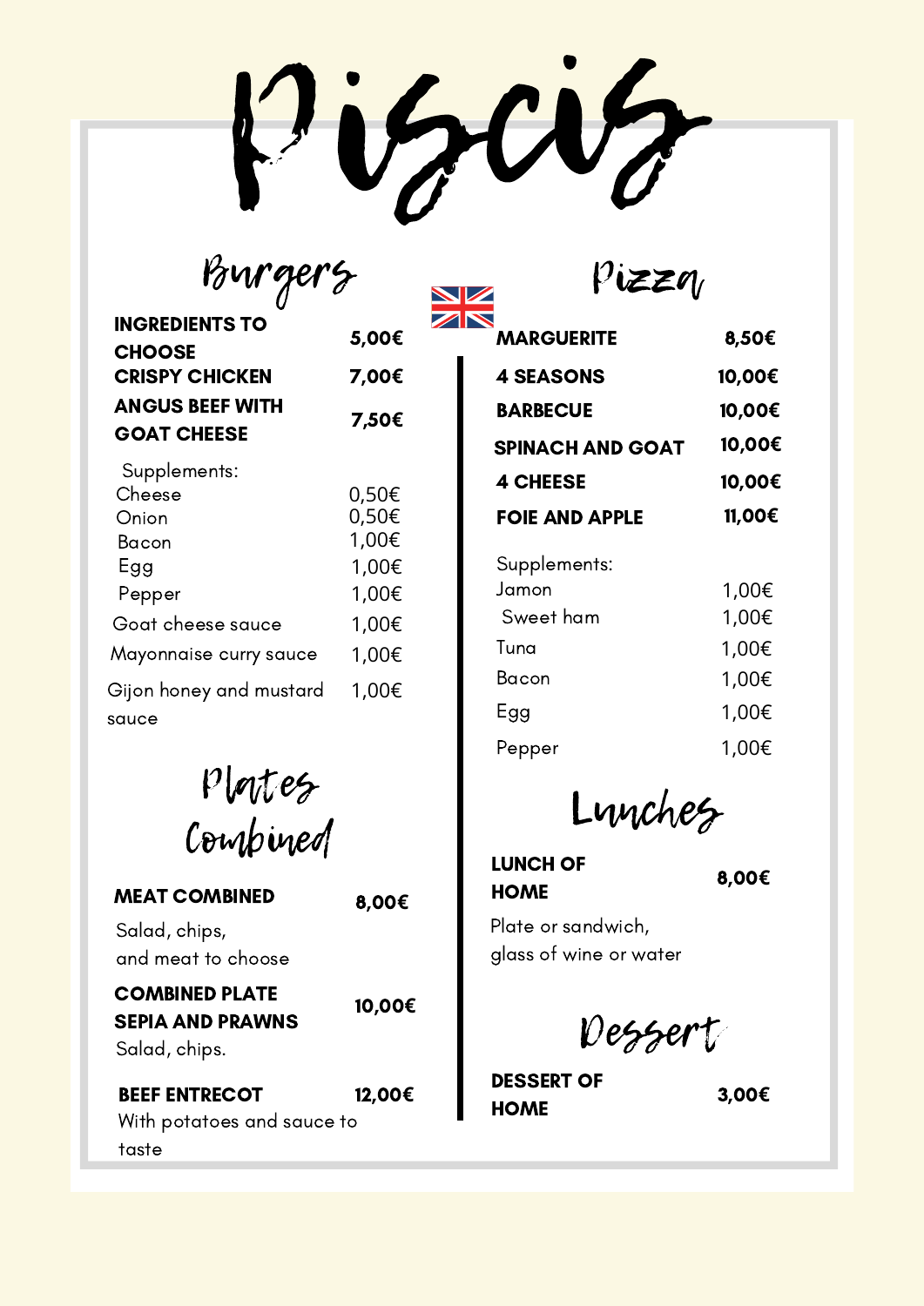# Piscis

## Burgers

| Item | Price |
|---|---|
| **INGREDIENTS TO CHOOSE** | **5,00€** |
| **CRISPY CHICKEN** | **7,00€** |
| **ANGUS BEEF WITH GOAT CHEESE** | **7,50€** |

Supplements:

| Supplement | Price |
|---|---|
| Cheese | 0,50€ |
| Onion | 0,50€ |
| Bacon | 1,00€ |
| Egg | 1,00€ |
| Pepper | 1,00€ |
| Goat cheese sauce | 1,00€ |
| Mayonnaise curry sauce | 1,00€ |
| Gijon honey and mustard sauce | 1,00€ |

## Plates Combined

**MEAT COMBINED** — **8,00€**
Salad, chips, and meat to choose

**COMBINED PLATE SEPIA AND PRAWNS** — **10,00€**
Salad, chips.

**BEEF ENTRECOT** — **12,00€**
With potatoes and sauce to taste

## Pizza

| Item | Price |
|---|---|
| **MARGUERITE** | **8,50€** |
| **4 SEASONS** | **10,00€** |
| **BARBECUE** | **10,00€** |
| **SPINACH AND GOAT** | **10,00€** |
| **4 CHEESE** | **10,00€** |
| **FOIE AND APPLE** | **11,00€** |

Supplements:

| Supplement | Price |
|---|---|
| Jamon | 1,00€ |
| Sweet ham | 1,00€ |
| Tuna | 1,00€ |
| Bacon | 1,00€ |
| Egg | 1,00€ |
| Pepper | 1,00€ |

## Lunches

**LUNCH OF HOME** — **8,00€**
Plate or sandwich, glass of wine or water

## Dessert

**DESSERT OF HOME** — **3,00€**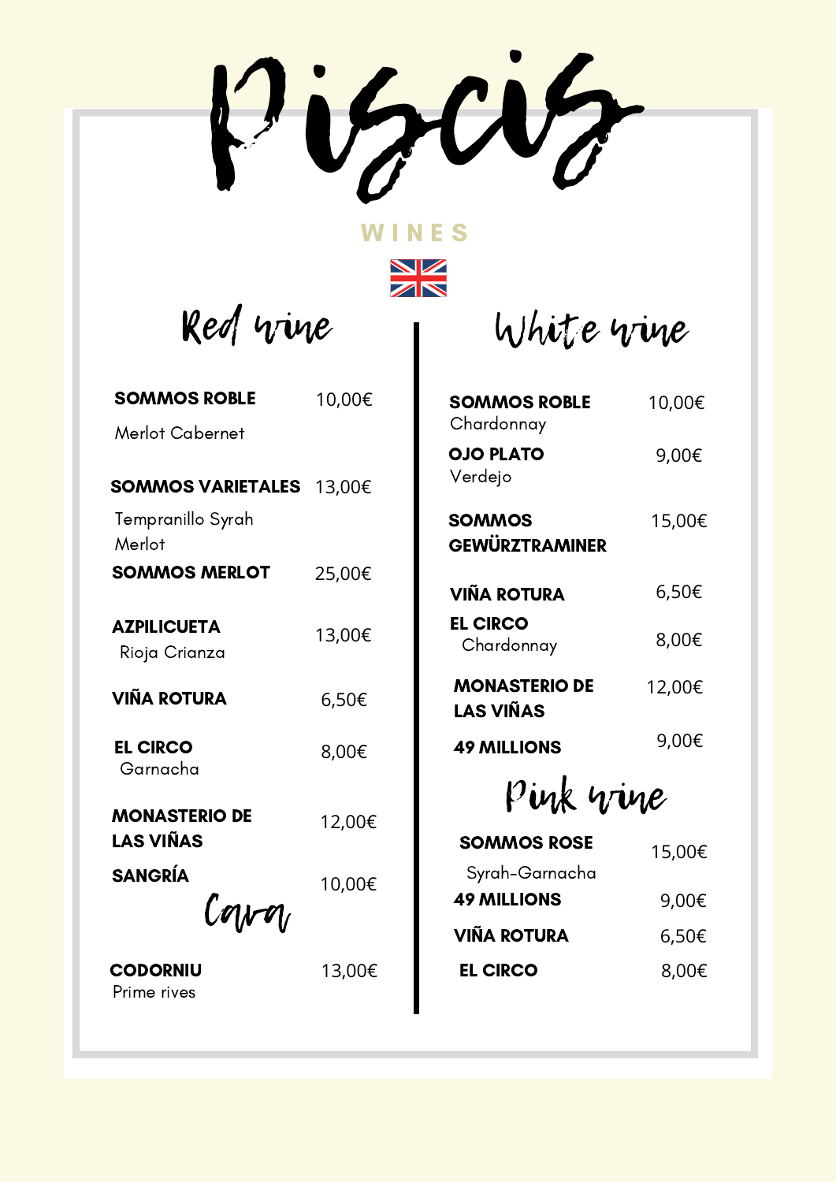# Piscis

WINES

## Red wine

| | |
|---|---|
| **SOMMOS ROBLE** Merlot Cabernet | 10,00€ |
| **SOMMOS VARIETALES** Tempranillo Syrah Merlot | 13,00€ |
| **SOMMOS MERLOT** | 25,00€ |
| **AZPILICUETA** Rioja Crianza | 13,00€ |
| **VIÑA ROTURA** | 6,50€ |
| **EL CIRCO** Garnacha | 8,00€ |
| **MONASTERIO DE LAS VIÑAS** | 12,00€ |
| **SANGRÍA** | 10,00€ |

## Cava

| | |
|---|---|
| **CODORNIU** Prime rives | 13,00€ |

## White wine

| | |
|---|---|
| **SOMMOS ROBLE** Chardonnay | 10,00€ |
| **OJO PLATO** Verdejo | 9,00€ |
| **SOMMOS GEWÜRZTRAMINER** | 15,00€ |
| **VIÑA ROTURA** | 6,50€ |
| **EL CIRCO** Chardonnay | 8,00€ |
| **MONASTERIO DE LAS VIÑAS** | 12,00€ |
| **49 MILLIONS** | 9,00€ |

## Pink wine

| | |
|---|---|
| **SOMMOS ROSE** Syrah-Garnacha | 15,00€ |
| **49 MILLIONS** | 9,00€ |
| **VIÑA ROTURA** | 6,50€ |
| **EL CIRCO** | 8,00€ |